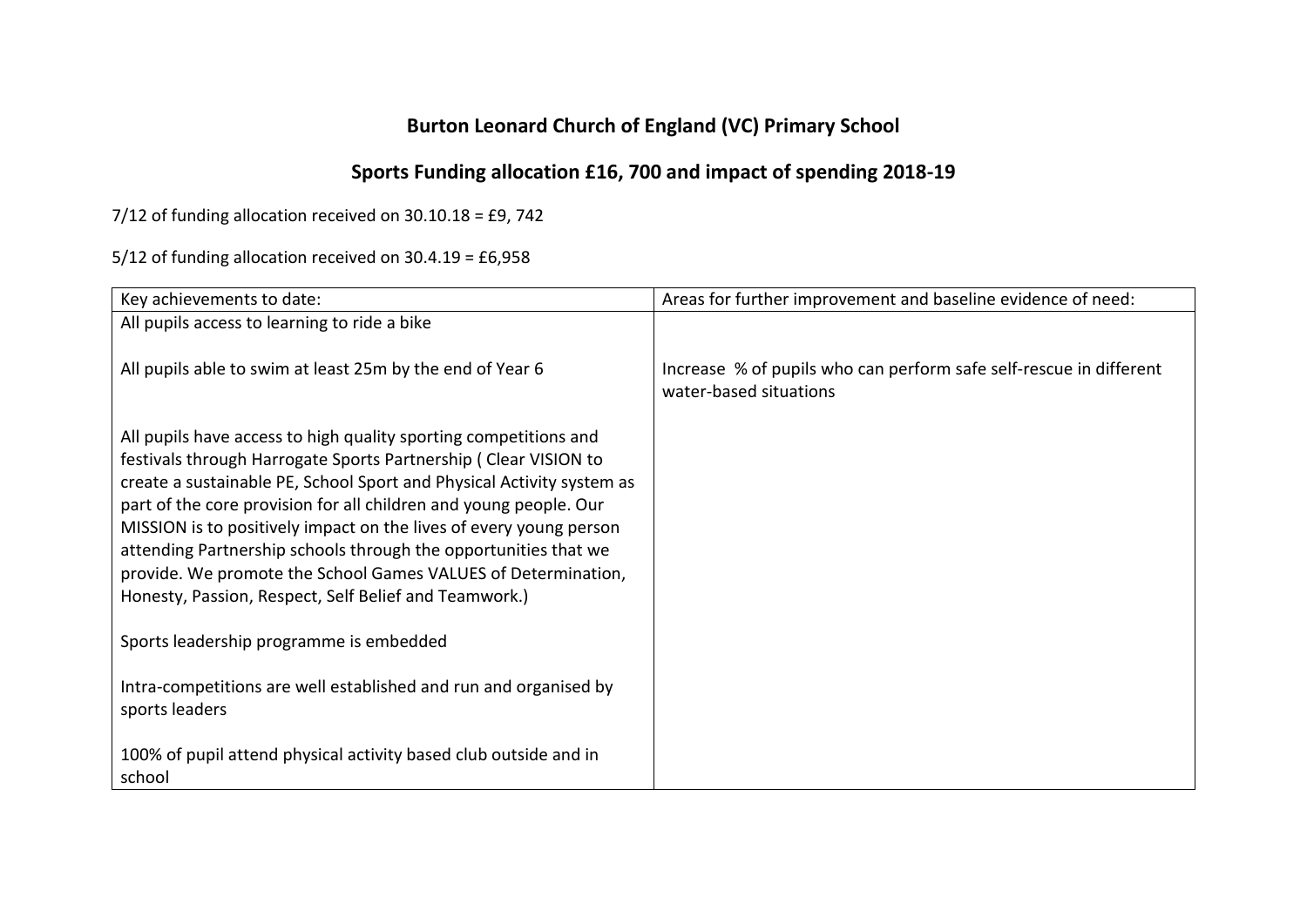# Burton Leonard Church of England (VC) Primary School

## Sports Funding allocation £16, 700 and impact of spending 2018-19

7/12 of funding allocation received on 30.10.18 = £9, 742

5/12 of funding allocation received on 30.4.19 = £6,958

| Key achievements to date: | Areas for further improvement and baseline evidence of need: |
|---|---|
| All pupils access to learning to ride a bike<br><br>All pupils able to swim at least 25m by the end of Year 6<br><br>All pupils have access to high quality sporting competitions and festivals through Harrogate Sports Partnership ( Clear VISION to create a sustainable PE, School Sport and Physical Activity system as part of the core provision for all children and young people. Our MISSION is to positively impact on the lives of every young person attending Partnership schools through the opportunities that we provide. We promote the School Games VALUES of Determination, Honesty, Passion, Respect, Self Belief and Teamwork.)<br><br>Sports leadership programme is embedded<br><br>Intra-competitions are well established and run and organised by sports leaders<br><br>100% of pupil attend physical activity based club outside and in school | Increase % of pupils who can perform safe self-rescue in different water-based situations |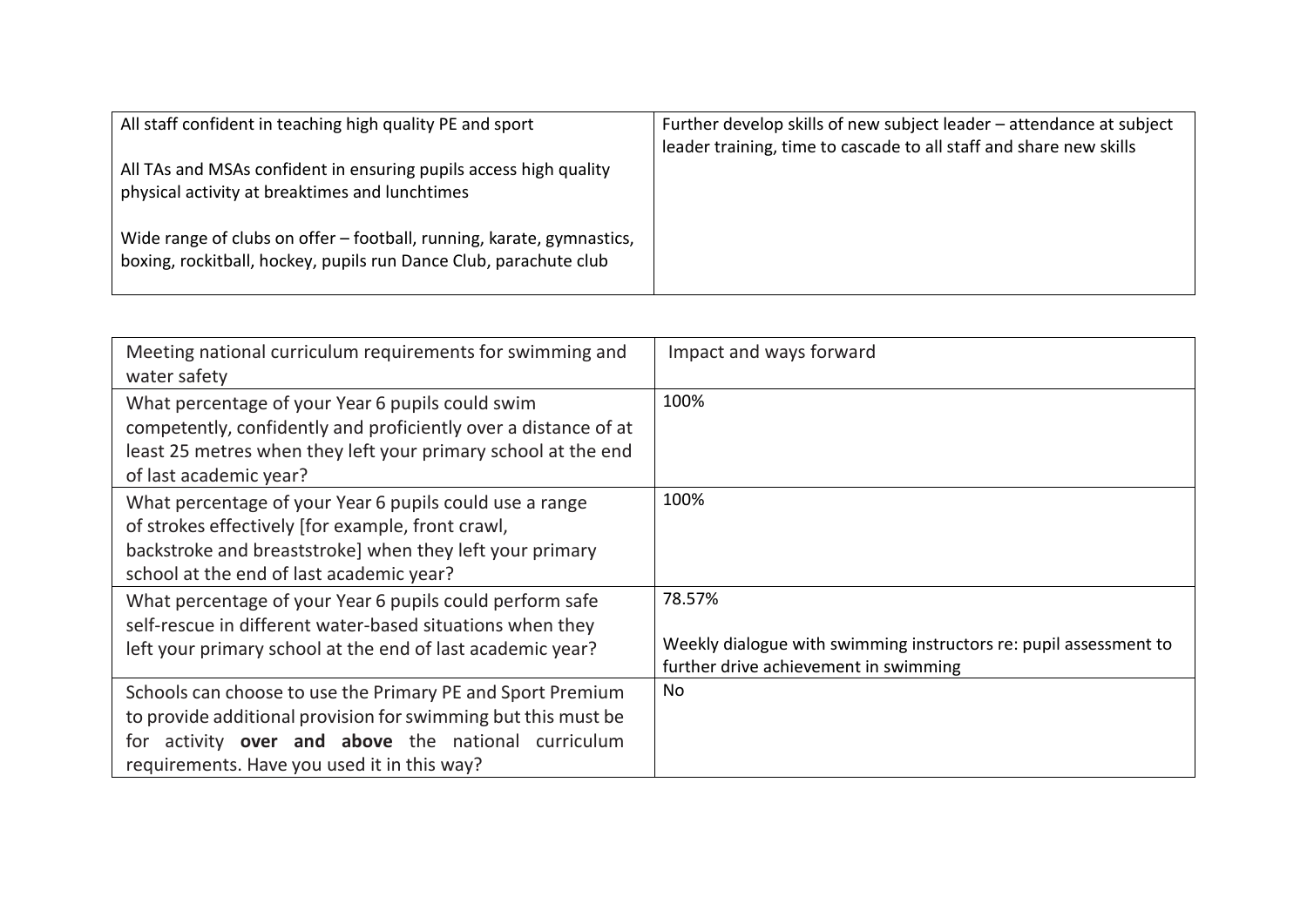| All staff confident in teaching high quality PE and sport<br><br>All TAs and MSAs confident in ensuring pupils access high quality physical activity at breaktimes and lunchtimes<br><br>Wide range of clubs on offer – football, running, karate, gymnastics, boxing, rockitball, hockey, pupils run Dance Club, parachute club | Further develop skills of new subject leader – attendance at subject leader training, time to cascade to all staff and share new skills |
|---|---|

| Meeting national curriculum requirements for swimming and water safety | Impact and ways forward |
|---|---|
| What percentage of your Year 6 pupils could swim competently, confidently and proficiently over a distance of at least 25 metres when they left your primary school at the end of last academic year? | 100% |
| What percentage of your Year 6 pupils could use a range of strokes effectively [for example, front crawl, backstroke and breaststroke] when they left your primary school at the end of last academic year? | 100% |
| What percentage of your Year 6 pupils could perform safe self-rescue in different water-based situations when they left your primary school at the end of last academic year? | 78.57%<br><br>Weekly dialogue with swimming instructors re: pupil assessment to further drive achievement in swimming |
| Schools can choose to use the Primary PE and Sport Premium to provide additional provision for swimming but this must be for activity **over and above** the national curriculum requirements. Have you used it in this way? | No |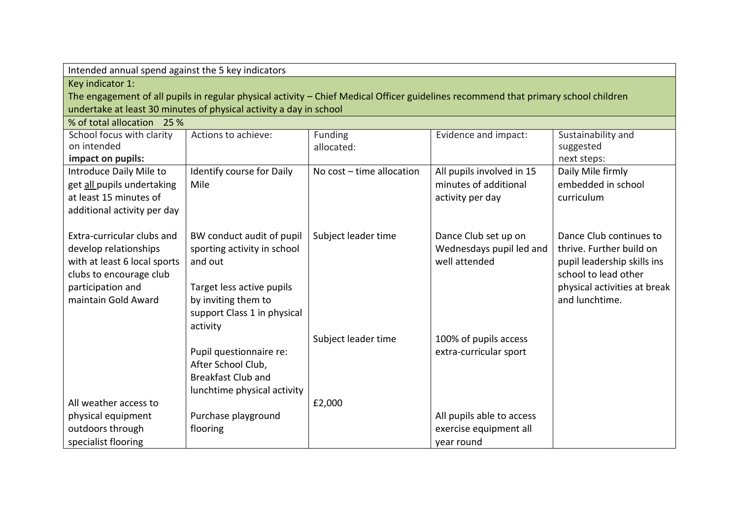| Intended annual spend against the 5 key indicators | | | | |
|---|---|---|---|---|
| Key indicator 1: The engagement of all pupils in regular physical activity – Chief Medical Officer guidelines recommend that primary school children undertake at least 30 minutes of physical activity a day in school | | | | |
| % of total allocation 25 % | | | | |
| School focus with clarity on intended **impact on pupils:** | Actions to achieve: | Funding allocated: | Evidence and impact: | Sustainability and suggested next steps: |
| Introduce Daily Mile to get all pupils undertaking at least 15 minutes of additional activity per day | Identify course for Daily Mile | No cost – time allocation | All pupils involved in 15 minutes of additional activity per day | Daily Mile firmly embedded in school curriculum |
| Extra-curricular clubs and develop relationships with at least 6 local sports clubs to encourage club participation and maintain Gold Award | BW conduct audit of pupil sporting activity in school and out<br><br>Target less active pupils by inviting them to support Class 1 in physical activity | Subject leader time | Dance Club set up on Wednesdays pupil led and well attended | Dance Club continues to thrive. Further build on pupil leadership skills ins school to lead other physical activities at break and lunchtime. |
| | Pupil questionnaire re: After School Club, Breakfast Club and lunchtime physical activity | Subject leader time | 100% of pupils access extra-curricular sport | |
| All weather access to physical equipment outdoors through specialist flooring | Purchase playground flooring | £2,000 | All pupils able to access exercise equipment all year round | |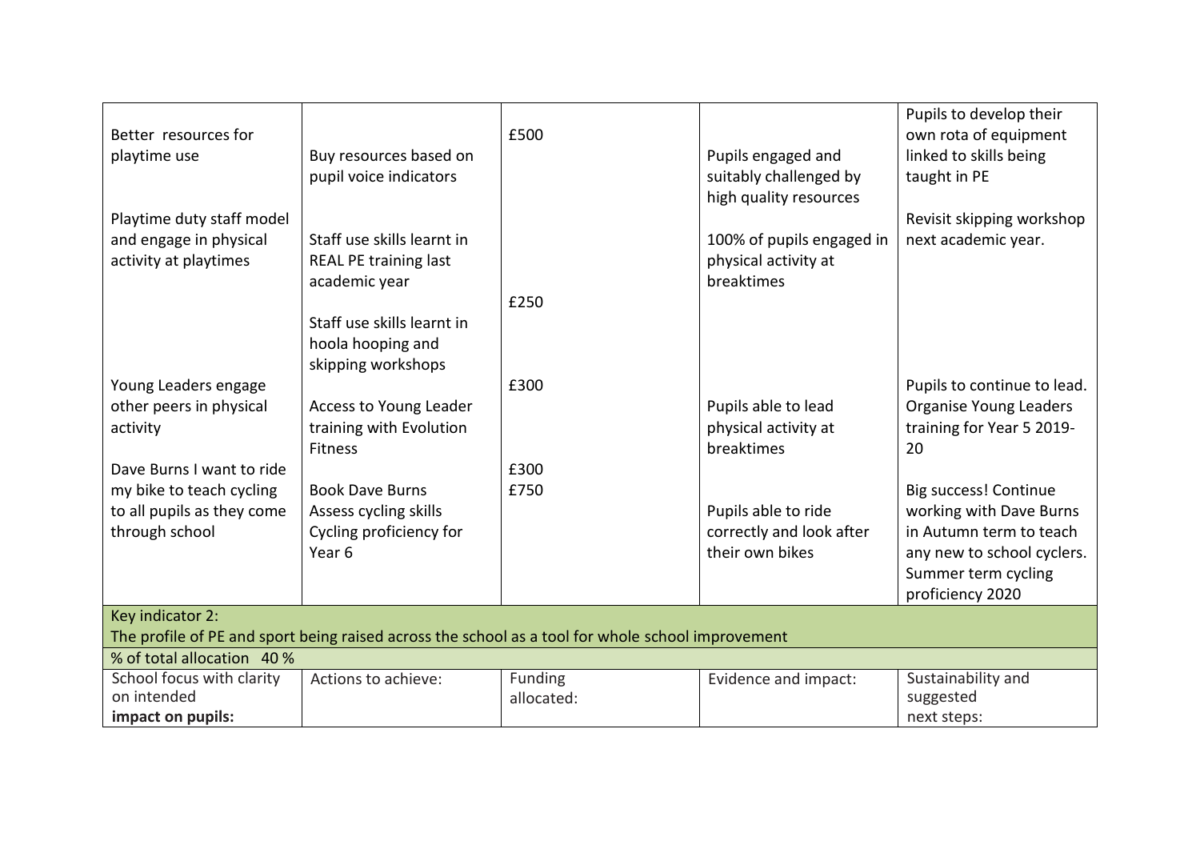| | | | | |
|---|---|---|---|---|
| Better resources for playtime use | Buy resources based on pupil voice indicators | £500 | Pupils engaged and suitably challenged by high quality resources | Pupils to develop their own rota of equipment linked to skills being taught in PE |
| Playtime duty staff model and engage in physical activity at playtimes | Staff use skills learnt in REAL PE training last academic year<br><br>Staff use skills learnt in hoola hooping and skipping workshops | £250 | 100% of pupils engaged in physical activity at breaktimes | Revisit skipping workshop next academic year. |
| Young Leaders engage other peers in physical activity | Access to Young Leader training with Evolution Fitness | £300 | Pupils able to lead physical activity at breaktimes | Pupils to continue to lead. Organise Young Leaders training for Year 5 2019-20 |
| Dave Burns I want to ride my bike to teach cycling to all pupils as they come through school | Book Dave Burns<br>Assess cycling skills<br>Cycling proficiency for Year 6 | £300<br>£750 | Pupils able to ride correctly and look after their own bikes | Big success! Continue working with Dave Burns in Autumn term to teach any new to school cyclers. Summer term cycling proficiency 2020 |

| Key indicator 2: The profile of PE and sport being raised across the school as a tool for whole school improvement | | | | |
|---|---|---|---|---|
| % of total allocation 40 % | | | | |
| School focus with clarity on intended **impact on pupils:** | Actions to achieve: | Funding allocated: | Evidence and impact: | Sustainability and suggested next steps: |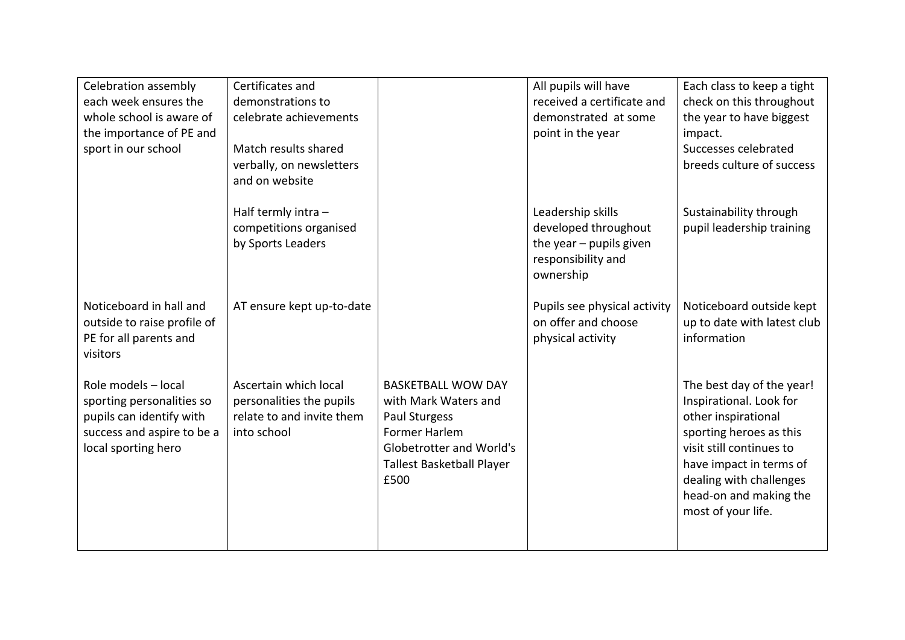| | | | | |
|---|---|---|---|---|
| Celebration assembly each week ensures the whole school is aware of the importance of PE and sport in our school | Certificates and demonstrations to celebrate achievements<br><br>Match results shared verbally, on newsletters and on website | | All pupils will have received a certificate and demonstrated at some point in the year | Each class to keep a tight check on this throughout the year to have biggest impact.<br>Successes celebrated breeds culture of success |
| | Half termly intra – competitions organised by Sports Leaders | | Leadership skills developed throughout the year – pupils given responsibility and ownership | Sustainability through pupil leadership training |
| Noticeboard in hall and outside to raise profile of PE for all parents and visitors | AT ensure kept up-to-date | | Pupils see physical activity on offer and choose physical activity | Noticeboard outside kept up to date with latest club information |
| Role models – local sporting personalities so pupils can identify with success and aspire to be a local sporting hero | Ascertain which local personalities the pupils relate to and invite them into school | BASKETBALL WOW DAY with Mark Waters and Paul Sturgess Former Harlem Globetrotter and World's Tallest Basketball Player £500 | | The best day of the year! Inspirational. Look for other inspirational sporting heroes as this visit still continues to have impact in terms of dealing with challenges head-on and making the most of your life. |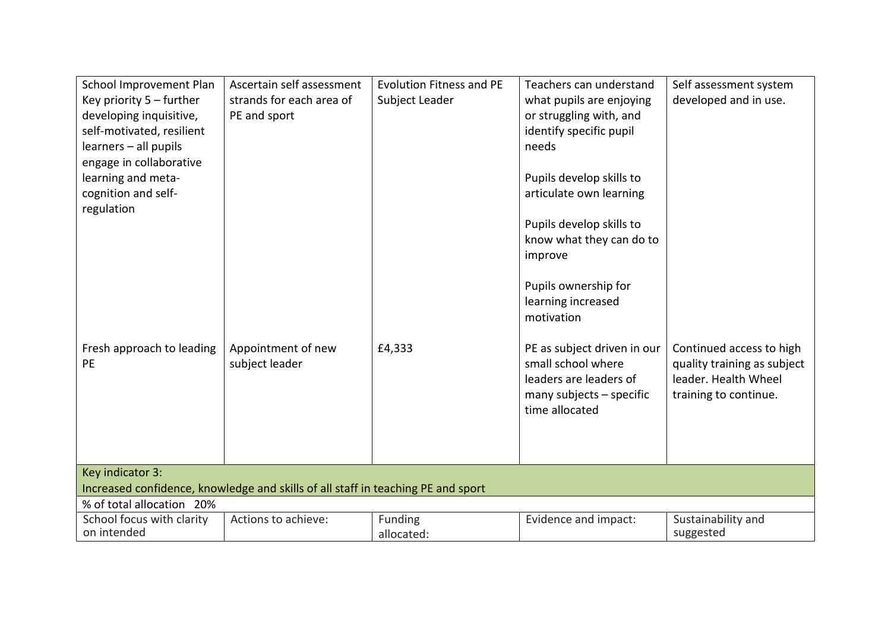| | | | | |
|---|---|---|---|---|
| School Improvement Plan Key priority 5 – further developing inquisitive, self-motivated, resilient learners – all pupils engage in collaborative learning and meta-cognition and self-regulation | Ascertain self assessment strands for each area of PE and sport | Evolution Fitness and PE Subject Leader | Teachers can understand what pupils are enjoying or struggling with, and identify specific pupil needs<br><br>Pupils develop skills to articulate own learning<br><br>Pupils develop skills to know what they can do to improve<br><br>Pupils ownership for learning increased motivation | Self assessment system developed and in use. |
| Fresh approach to leading PE | Appointment of new subject leader | £4,333 | PE as subject driven in our small school where leaders are leaders of many subjects – specific time allocated | Continued access to high quality training as subject leader. Health Wheel training to continue. |
| **Key indicator 3:**<br>Increased confidence, knowledge and skills of all staff in teaching PE and sport | | | | |
| % of total allocation 20% | | | | |
| School focus with clarity on intended | Actions to achieve: | Funding allocated: | Evidence and impact: | Sustainability and suggested |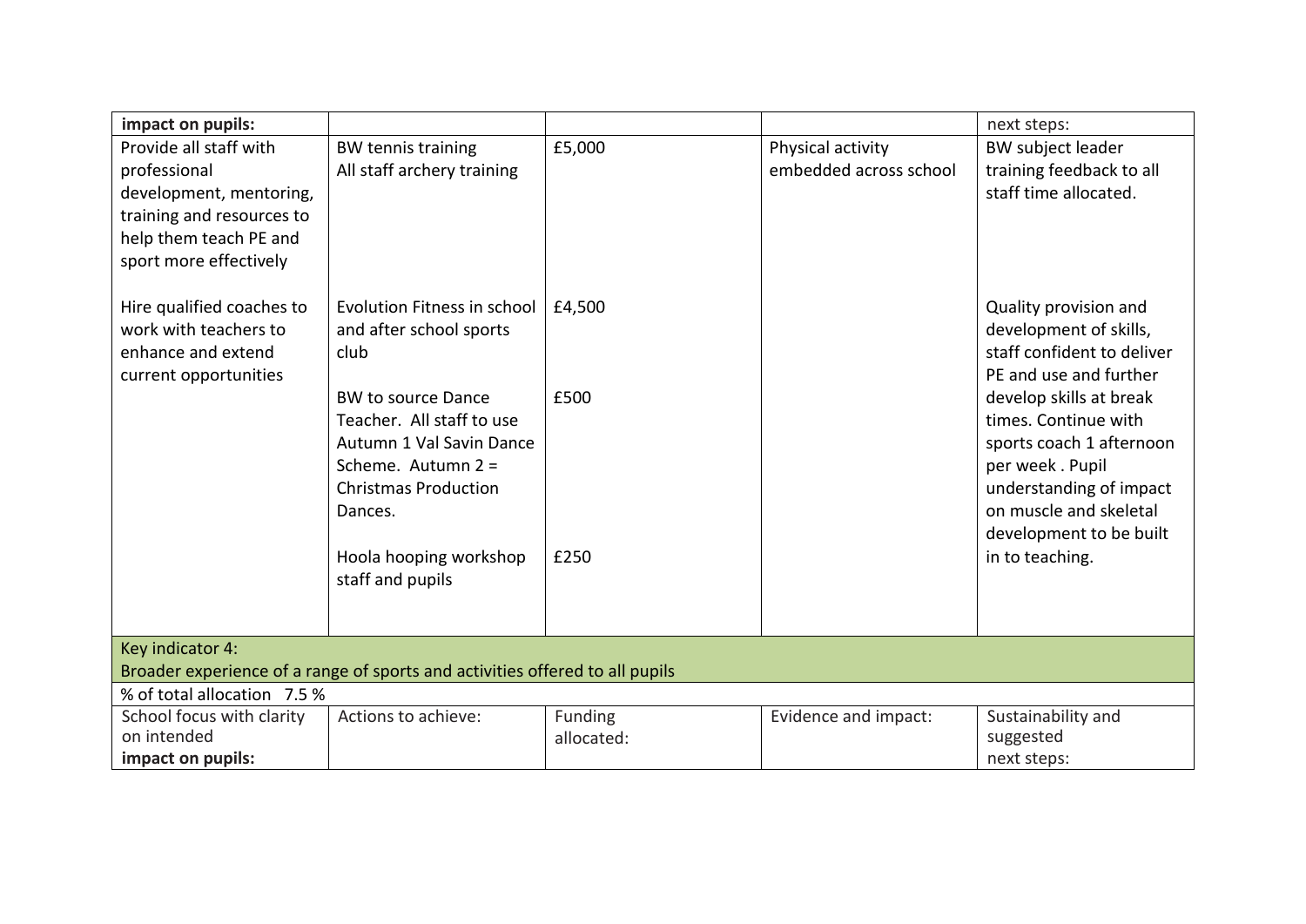| impact on pupils: | | | | next steps: |
|---|---|---|---|---|
| Provide all staff with professional development, mentoring, training and resources to help them teach PE and sport more effectively | BW tennis training<br>All staff archery training | £5,000 | Physical activity embedded across school | BW subject leader training feedback to all staff time allocated. |
| Hire qualified coaches to work with teachers to enhance and extend current opportunities | Evolution Fitness in school and after school sports club<br><br>BW to source Dance Teacher. All staff to use Autumn 1 Val Savin Dance Scheme. Autumn 2 = Christmas Production Dances.<br><br>Hoola hooping workshop staff and pupils | £4,500<br><br>£500<br><br>£250 | | Quality provision and development of skills, staff confident to deliver PE and use and further develop skills at break times. Continue with sports coach 1 afternoon per week . Pupil understanding of impact on muscle and skeletal development to be built in to teaching. |
| Key indicator 4:<br>Broader experience of a range of sports and activities offered to all pupils | | | | |
| % of total allocation 7.5 % | | | | |
| School focus with clarity on intended **impact on pupils:** | Actions to achieve: | Funding allocated: | Evidence and impact: | Sustainability and suggested next steps: |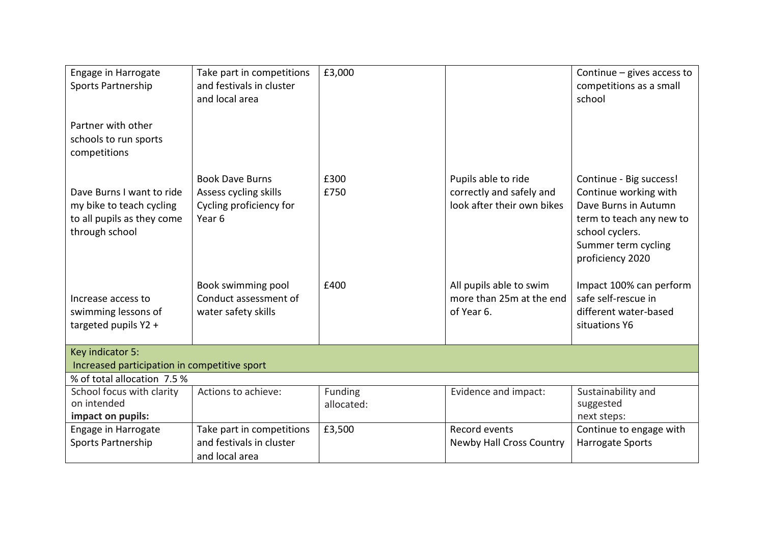| | | | | |
|---|---|---|---|---|
| Engage in Harrogate Sports Partnership<br><br>Partner with other schools to run sports competitions | Take part in competitions and festivals in cluster and local area | £3,000 | | Continue – gives access to competitions as a small school |
| Dave Burns I want to ride my bike to teach cycling to all pupils as they come through school | Book Dave Burns<br>Assess cycling skills<br>Cycling proficiency for Year 6 | £300<br>£750 | Pupils able to ride correctly and safely and look after their own bikes | Continue - Big success! Continue working with Dave Burns in Autumn term to teach any new to school cyclers.<br>Summer term cycling proficiency 2020 |
| Increase access to swimming lessons of targeted pupils Y2 + | Book swimming pool<br>Conduct assessment of water safety skills | £400 | All pupils able to swim more than 25m at the end of Year 6. | Impact 100% can perform safe self-rescue in different water-based situations Y6 |

| Key indicator 5: Increased participation in competitive sport | | | | |
|---|---|---|---|---|
| % of total allocation 7.5 % | | | | |
| School focus with clarity on intended **impact on pupils:** | Actions to achieve: | Funding allocated: | Evidence and impact: | Sustainability and suggested next steps: |
| Engage in Harrogate Sports Partnership | Take part in competitions and festivals in cluster and local area | £3,500 | Record events<br>Newby Hall Cross Country | Continue to engage with Harrogate Sports |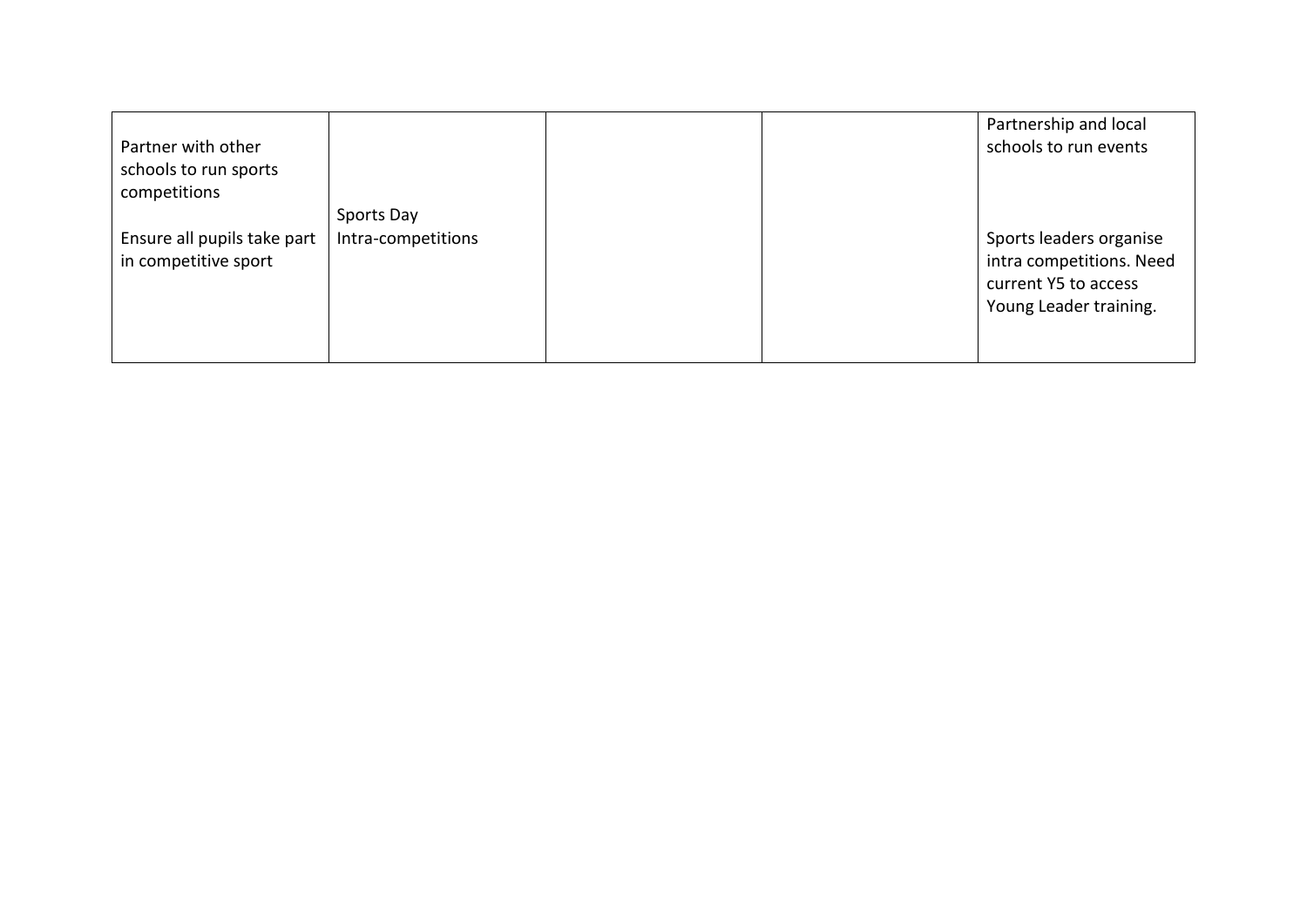| | | | | |
|---|---|---|---|---|
| Partner with other schools to run sports competitions<br><br>Ensure all pupils take part in competitive sport | Sports Day<br>Intra-competitions | | | Partnership and local schools to run events<br><br>Sports leaders organise intra competitions. Need current Y5 to access Young Leader training. |